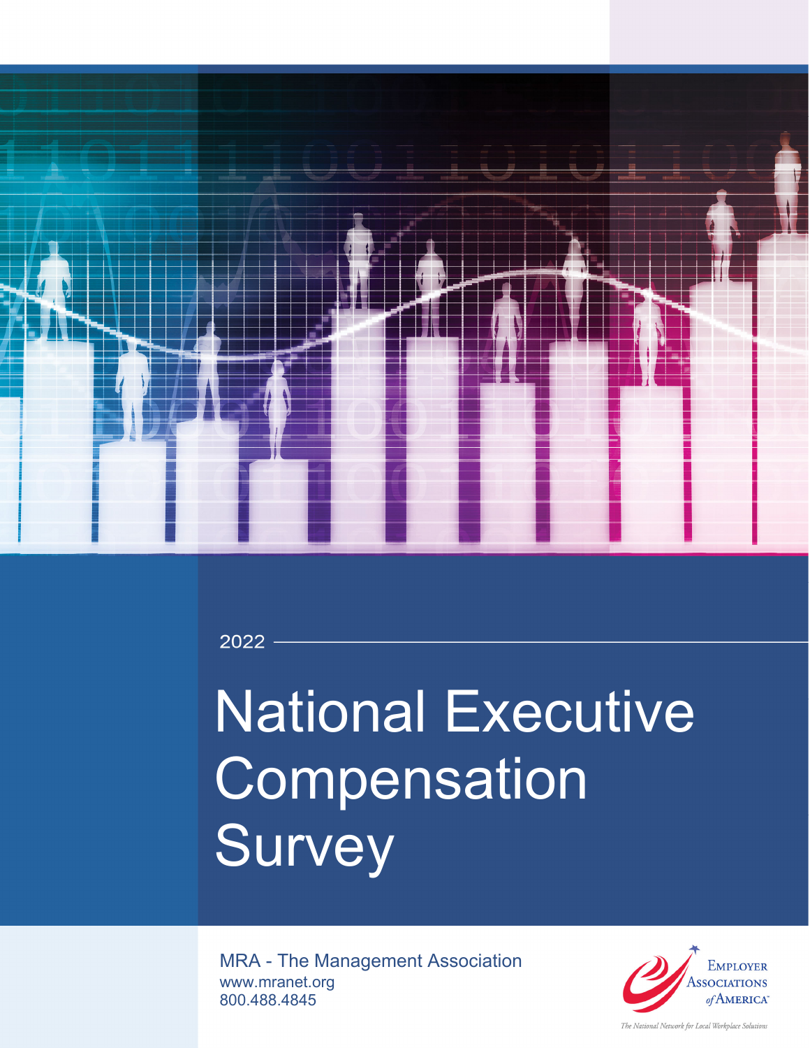2022

# National Executive Compensation Survey

MRA - The Management Association
www.mranet.org
800.488.4845

Employer Associations of America

The National Network for Local Workplace Solutions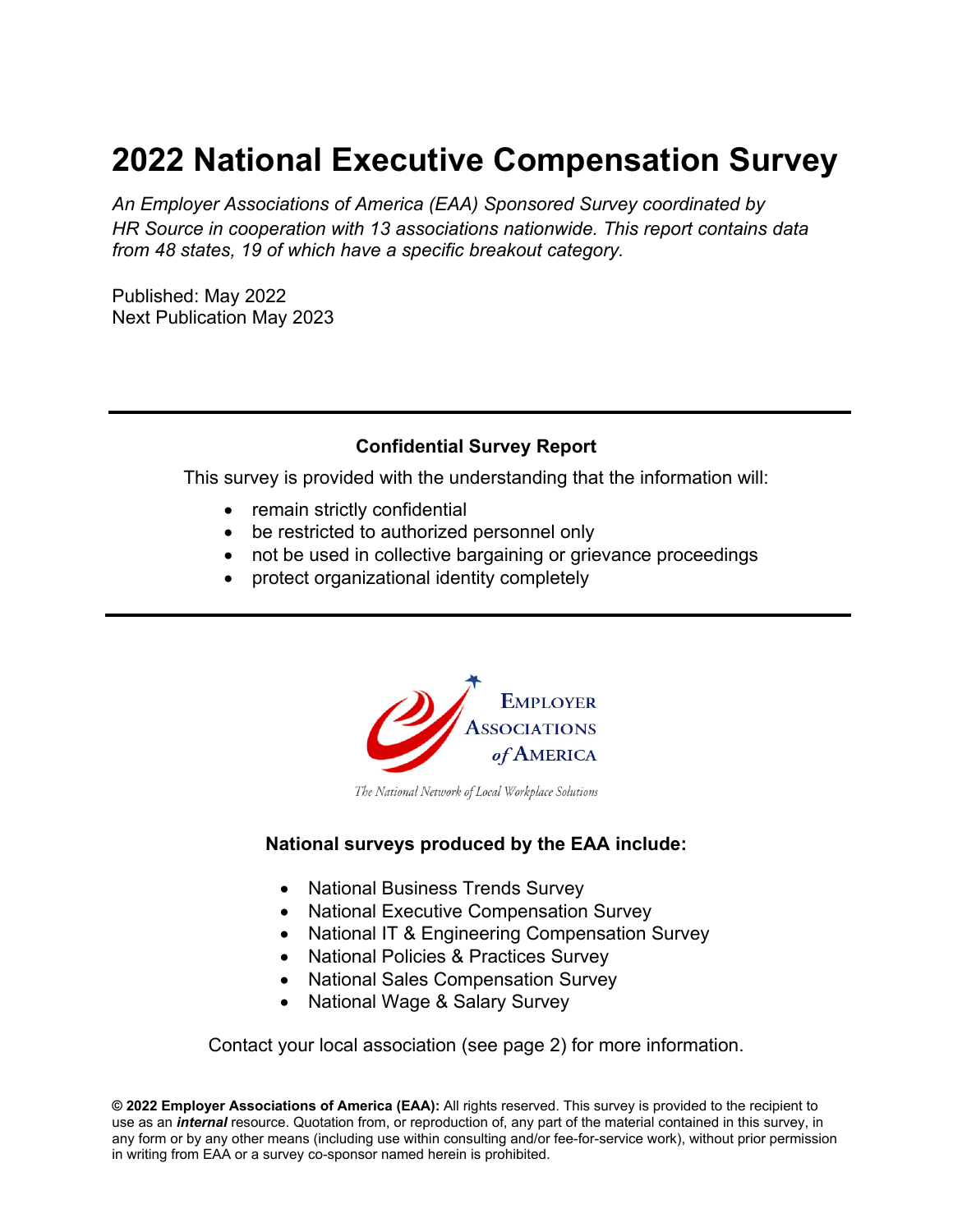# 2022 National Executive Compensation Survey

*An Employer Associations of America (EAA) Sponsored Survey coordinated by HR Source in cooperation with 13 associations nationwide. This report contains data from 48 states, 19 of which have a specific breakout category.*

Published: May 2022
Next Publication May 2023

---

**Confidential Survey Report**

This survey is provided with the understanding that the information will:

- remain strictly confidential
- be restricted to authorized personnel only
- not be used in collective bargaining or grievance proceedings
- protect organizational identity completely

---

EMPLOYER ASSOCIATIONS of AMERICA

*The National Network of Local Workplace Solutions*

**National surveys produced by the EAA include:**

- National Business Trends Survey
- National Executive Compensation Survey
- National IT & Engineering Compensation Survey
- National Policies & Practices Survey
- National Sales Compensation Survey
- National Wage & Salary Survey

Contact your local association (see page 2) for more information.

**© 2022 Employer Associations of America (EAA):** All rights reserved. This survey is provided to the recipient to use as an ***internal*** resource. Quotation from, or reproduction of, any part of the material contained in this survey, in any form or by any other means (including use within consulting and/or fee-for-service work), without prior permission in writing from EAA or a survey co-sponsor named herein is prohibited.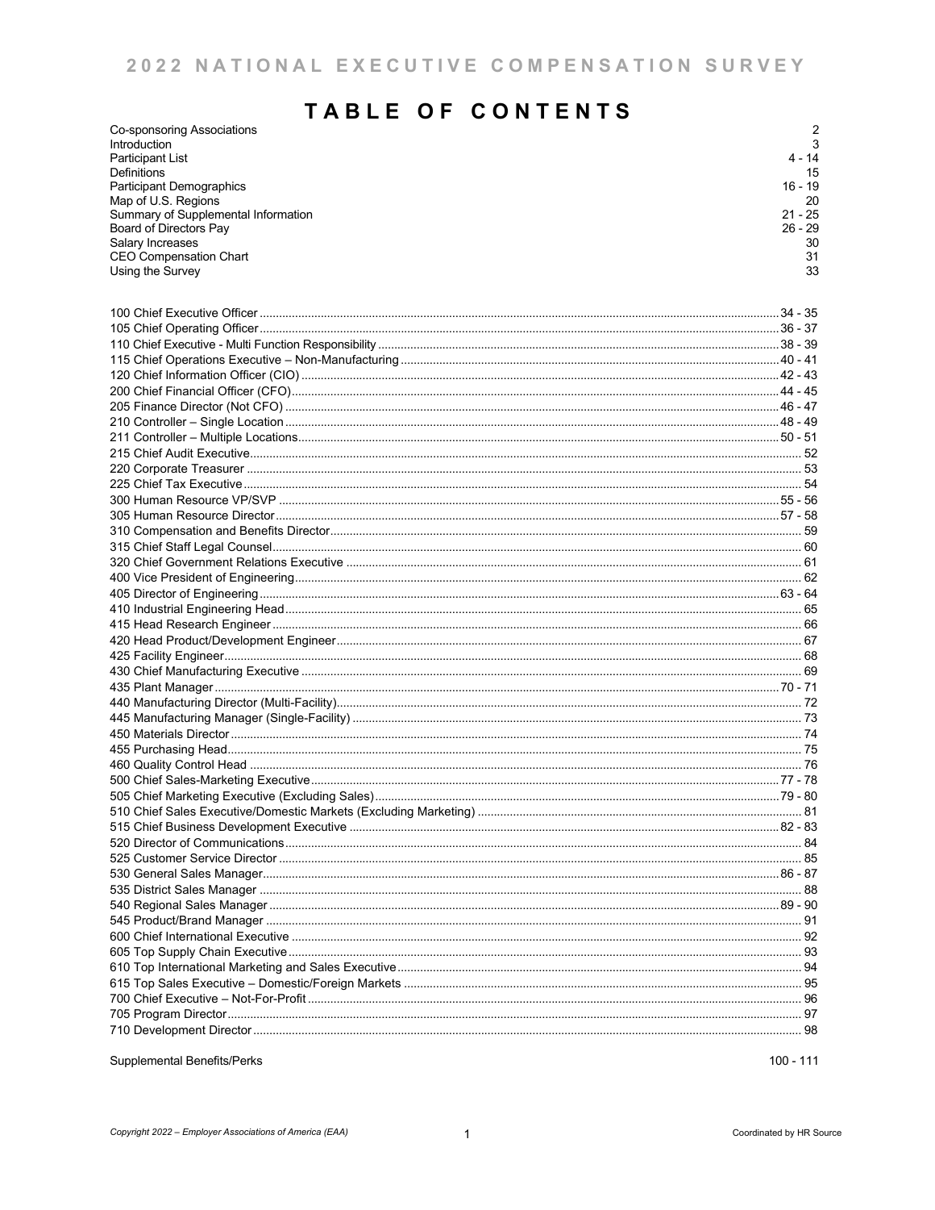# 2022 NATIONAL EXECUTIVE COMPENSATION SURVEY

## TABLE OF CONTENTS

| | |
|---|---|
| Co-sponsoring Associations | 2 |
| Introduction | 3 |
| Participant List | 4 - 14 |
| Definitions | 15 |
| Participant Demographics | 16 - 19 |
| Map of U.S. Regions | 20 |
| Summary of Supplemental Information | 21 - 25 |
| Board of Directors Pay | 26 - 29 |
| Salary Increases | 30 |
| CEO Compensation Chart | 31 |
| Using the Survey | 33 |

| | |
|---|---|
| 100 Chief Executive Officer | 34 - 35 |
| 105 Chief Operating Officer | 36 - 37 |
| 110 Chief Executive - Multi Function Responsibility | 38 - 39 |
| 115 Chief Operations Executive – Non-Manufacturing | 40 - 41 |
| 120 Chief Information Officer (CIO) | 42 - 43 |
| 200 Chief Financial Officer (CFO) | 44 - 45 |
| 205 Finance Director (Not CFO) | 46 - 47 |
| 210 Controller – Single Location | 48 - 49 |
| 211 Controller – Multiple Locations | 50 - 51 |
| 215 Chief Audit Executive | 52 |
| 220 Corporate Treasurer | 53 |
| 225 Chief Tax Executive | 54 |
| 300 Human Resource VP/SVP | 55 - 56 |
| 305 Human Resource Director | 57 - 58 |
| 310 Compensation and Benefits Director | 59 |
| 315 Chief Staff Legal Counsel | 60 |
| 320 Chief Government Relations Executive | 61 |
| 400 Vice President of Engineering | 62 |
| 405 Director of Engineering | 63 - 64 |
| 410 Industrial Engineering Head | 65 |
| 415 Head Research Engineer | 66 |
| 420 Head Product/Development Engineer | 67 |
| 425 Facility Engineer | 68 |
| 430 Chief Manufacturing Executive | 69 |
| 435 Plant Manager | 70 - 71 |
| 440 Manufacturing Director (Multi-Facility) | 72 |
| 445 Manufacturing Manager (Single-Facility) | 73 |
| 450 Materials Director | 74 |
| 455 Purchasing Head | 75 |
| 460 Quality Control Head | 76 |
| 500 Chief Sales-Marketing Executive | 77 - 78 |
| 505 Chief Marketing Executive (Excluding Sales) | 79 - 80 |
| 510 Chief Sales Executive/Domestic Markets (Excluding Marketing) | 81 |
| 515 Chief Business Development Executive | 82 - 83 |
| 520 Director of Communications | 84 |
| 525 Customer Service Director | 85 |
| 530 General Sales Manager | 86 - 87 |
| 535 District Sales Manager | 88 |
| 540 Regional Sales Manager | 89 - 90 |
| 545 Product/Brand Manager | 91 |
| 600 Chief International Executive | 92 |
| 605 Top Supply Chain Executive | 93 |
| 610 Top International Marketing and Sales Executive | 94 |
| 615 Top Sales Executive – Domestic/Foreign Markets | 95 |
| 700 Chief Executive – Not-For-Profit | 96 |
| 705 Program Director | 97 |
| 710 Development Director | 98 |

| | |
|---|---|
| Supplemental Benefits/Perks | 100 - 111 |

*Copyright 2022 – Employer Associations of America (EAA)*

Coordinated by HR Source